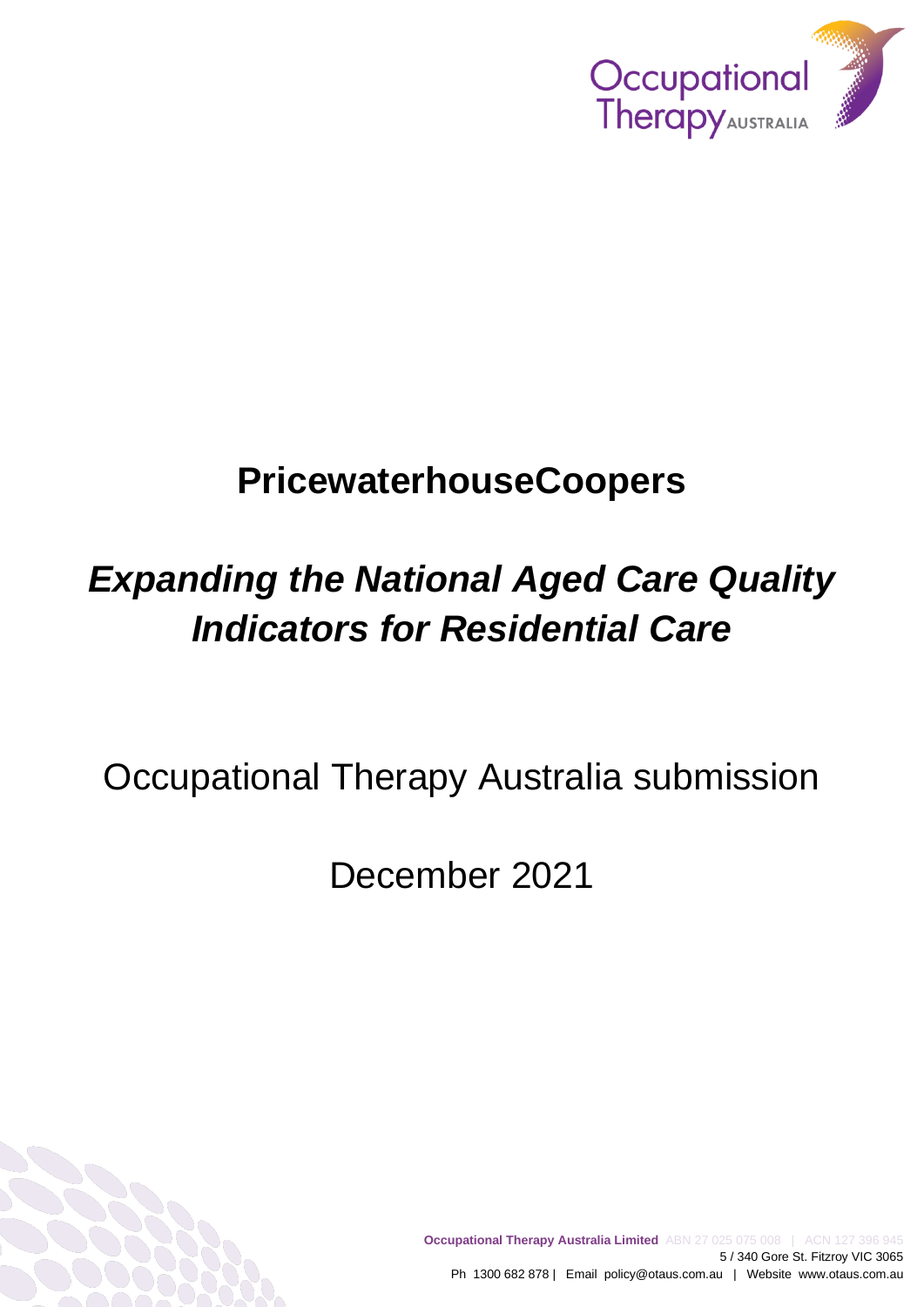# PricewaterhouseCoopers

# *Expanding the National Aged Care Quality Indicators for Residential Care*

Occupational Therapy Australia submission

December 2021

**Occupational Therapy Australia Limited** ABN 27 025 075 008 | ACN 127 396 945
5 / 340 Gore St. Fitzroy VIC 3065
Ph 1300 682 878 | Email policy@otaus.com.au | Website www.otaus.com.au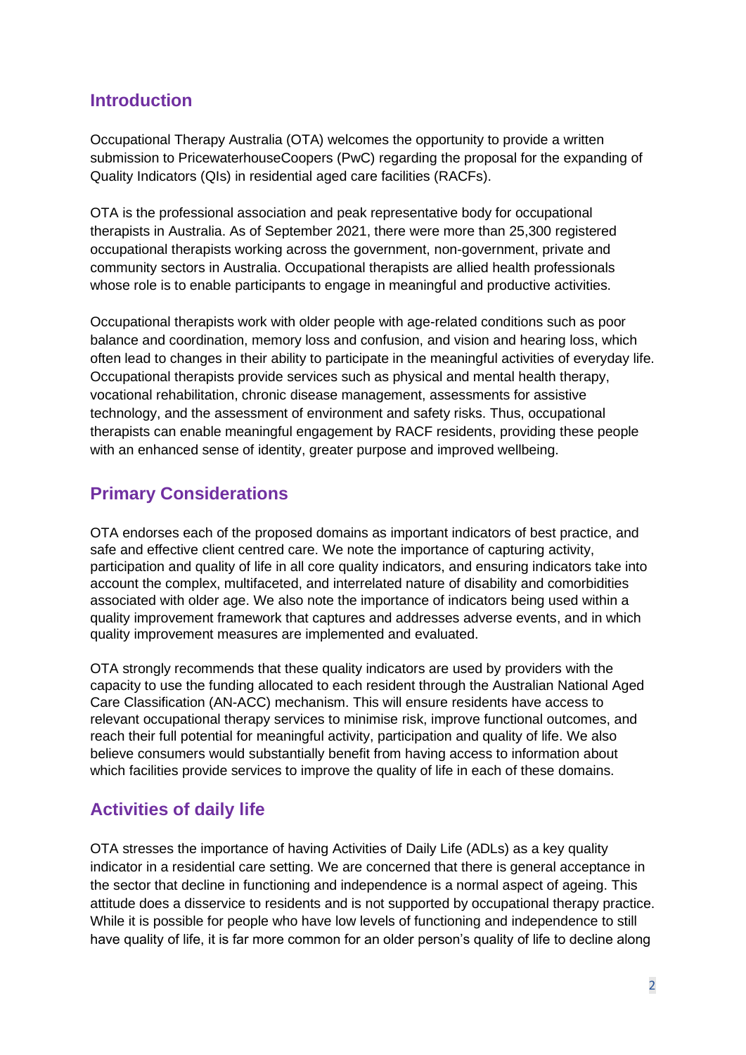## Introduction

Occupational Therapy Australia (OTA) welcomes the opportunity to provide a written submission to PricewaterhouseCoopers (PwC) regarding the proposal for the expanding of Quality Indicators (QIs) in residential aged care facilities (RACFs).

OTA is the professional association and peak representative body for occupational therapists in Australia. As of September 2021, there were more than 25,300 registered occupational therapists working across the government, non-government, private and community sectors in Australia. Occupational therapists are allied health professionals whose role is to enable participants to engage in meaningful and productive activities.

Occupational therapists work with older people with age-related conditions such as poor balance and coordination, memory loss and confusion, and vision and hearing loss, which often lead to changes in their ability to participate in the meaningful activities of everyday life. Occupational therapists provide services such as physical and mental health therapy, vocational rehabilitation, chronic disease management, assessments for assistive technology, and the assessment of environment and safety risks. Thus, occupational therapists can enable meaningful engagement by RACF residents, providing these people with an enhanced sense of identity, greater purpose and improved wellbeing.

## Primary Considerations

OTA endorses each of the proposed domains as important indicators of best practice, and safe and effective client centred care. We note the importance of capturing activity, participation and quality of life in all core quality indicators, and ensuring indicators take into account the complex, multifaceted, and interrelated nature of disability and comorbidities associated with older age. We also note the importance of indicators being used within a quality improvement framework that captures and addresses adverse events, and in which quality improvement measures are implemented and evaluated.

OTA strongly recommends that these quality indicators are used by providers with the capacity to use the funding allocated to each resident through the Australian National Aged Care Classification (AN-ACC) mechanism. This will ensure residents have access to relevant occupational therapy services to minimise risk, improve functional outcomes, and reach their full potential for meaningful activity, participation and quality of life. We also believe consumers would substantially benefit from having access to information about which facilities provide services to improve the quality of life in each of these domains.

## Activities of daily life

OTA stresses the importance of having Activities of Daily Life (ADLs) as a key quality indicator in a residential care setting. We are concerned that there is general acceptance in the sector that decline in functioning and independence is a normal aspect of ageing. This attitude does a disservice to residents and is not supported by occupational therapy practice. While it is possible for people who have low levels of functioning and independence to still have quality of life, it is far more common for an older person's quality of life to decline along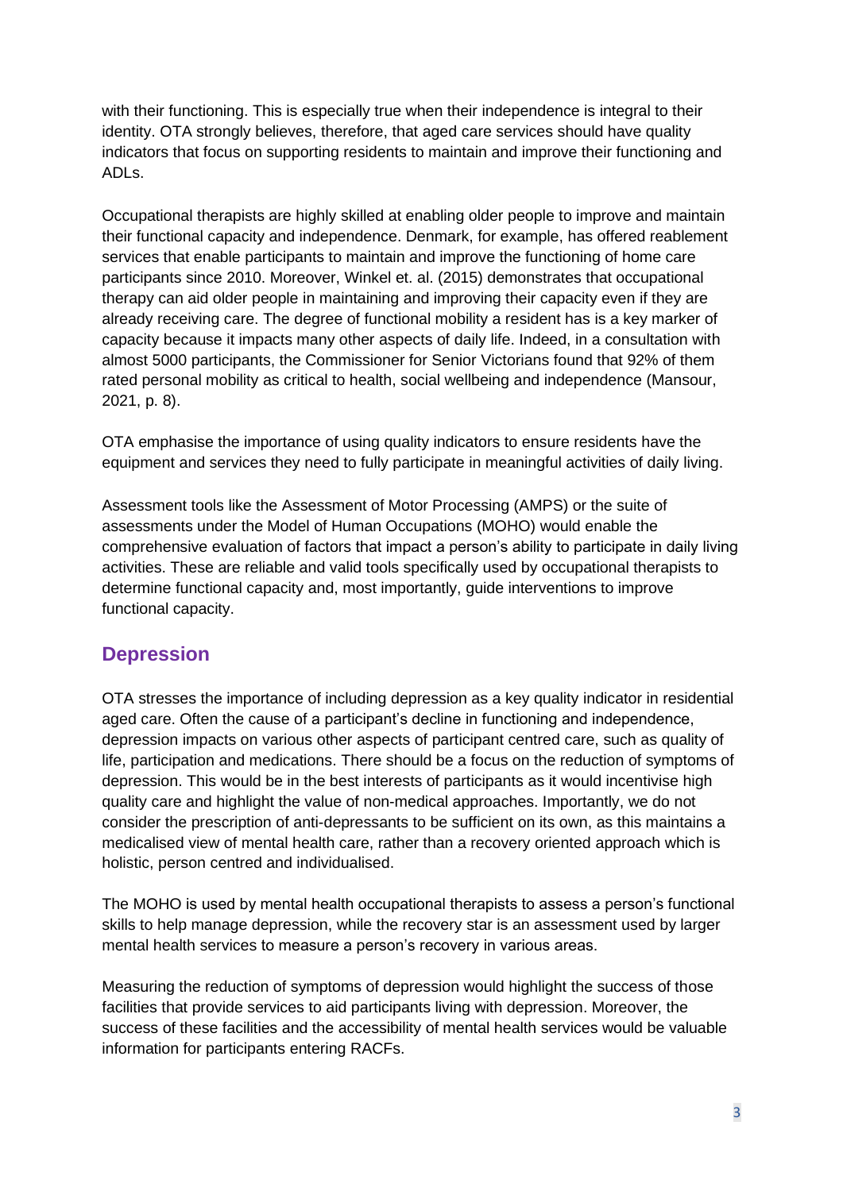with their functioning. This is especially true when their independence is integral to their identity. OTA strongly believes, therefore, that aged care services should have quality indicators that focus on supporting residents to maintain and improve their functioning and ADLs.

Occupational therapists are highly skilled at enabling older people to improve and maintain their functional capacity and independence. Denmark, for example, has offered reablement services that enable participants to maintain and improve the functioning of home care participants since 2010. Moreover, Winkel et. al. (2015) demonstrates that occupational therapy can aid older people in maintaining and improving their capacity even if they are already receiving care. The degree of functional mobility a resident has is a key marker of capacity because it impacts many other aspects of daily life. Indeed, in a consultation with almost 5000 participants, the Commissioner for Senior Victorians found that 92% of them rated personal mobility as critical to health, social wellbeing and independence (Mansour, 2021, p. 8).

OTA emphasise the importance of using quality indicators to ensure residents have the equipment and services they need to fully participate in meaningful activities of daily living.

Assessment tools like the Assessment of Motor Processing (AMPS) or the suite of assessments under the Model of Human Occupations (MOHO) would enable the comprehensive evaluation of factors that impact a person's ability to participate in daily living activities. These are reliable and valid tools specifically used by occupational therapists to determine functional capacity and, most importantly, guide interventions to improve functional capacity.

## Depression

OTA stresses the importance of including depression as a key quality indicator in residential aged care. Often the cause of a participant's decline in functioning and independence, depression impacts on various other aspects of participant centred care, such as quality of life, participation and medications. There should be a focus on the reduction of symptoms of depression. This would be in the best interests of participants as it would incentivise high quality care and highlight the value of non-medical approaches. Importantly, we do not consider the prescription of anti-depressants to be sufficient on its own, as this maintains a medicalised view of mental health care, rather than a recovery oriented approach which is holistic, person centred and individualised.

The MOHO is used by mental health occupational therapists to assess a person's functional skills to help manage depression, while the recovery star is an assessment used by larger mental health services to measure a person's recovery in various areas.

Measuring the reduction of symptoms of depression would highlight the success of those facilities that provide services to aid participants living with depression. Moreover, the success of these facilities and the accessibility of mental health services would be valuable information for participants entering RACFs.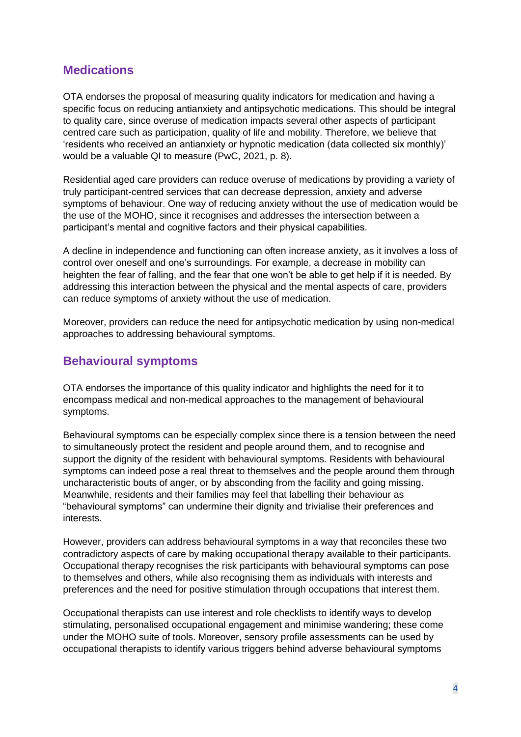## Medications

OTA endorses the proposal of measuring quality indicators for medication and having a specific focus on reducing antianxiety and antipsychotic medications. This should be integral to quality care, since overuse of medication impacts several other aspects of participant centred care such as participation, quality of life and mobility. Therefore, we believe that 'residents who received an antianxiety or hypnotic medication (data collected six monthly)' would be a valuable QI to measure (PwC, 2021, p. 8).

Residential aged care providers can reduce overuse of medications by providing a variety of truly participant-centred services that can decrease depression, anxiety and adverse symptoms of behaviour. One way of reducing anxiety without the use of medication would be the use of the MOHO, since it recognises and addresses the intersection between a participant's mental and cognitive factors and their physical capabilities.

A decline in independence and functioning can often increase anxiety, as it involves a loss of control over oneself and one's surroundings. For example, a decrease in mobility can heighten the fear of falling, and the fear that one won't be able to get help if it is needed. By addressing this interaction between the physical and the mental aspects of care, providers can reduce symptoms of anxiety without the use of medication.

Moreover, providers can reduce the need for antipsychotic medication by using non-medical approaches to addressing behavioural symptoms.

## Behavioural symptoms

OTA endorses the importance of this quality indicator and highlights the need for it to encompass medical and non-medical approaches to the management of behavioural symptoms.

Behavioural symptoms can be especially complex since there is a tension between the need to simultaneously protect the resident and people around them, and to recognise and support the dignity of the resident with behavioural symptoms. Residents with behavioural symptoms can indeed pose a real threat to themselves and the people around them through uncharacteristic bouts of anger, or by absconding from the facility and going missing. Meanwhile, residents and their families may feel that labelling their behaviour as "behavioural symptoms" can undermine their dignity and trivialise their preferences and interests.

However, providers can address behavioural symptoms in a way that reconciles these two contradictory aspects of care by making occupational therapy available to their participants. Occupational therapy recognises the risk participants with behavioural symptoms can pose to themselves and others, while also recognising them as individuals with interests and preferences and the need for positive stimulation through occupations that interest them.

Occupational therapists can use interest and role checklists to identify ways to develop stimulating, personalised occupational engagement and minimise wandering; these come under the MOHO suite of tools. Moreover, sensory profile assessments can be used by occupational therapists to identify various triggers behind adverse behavioural symptoms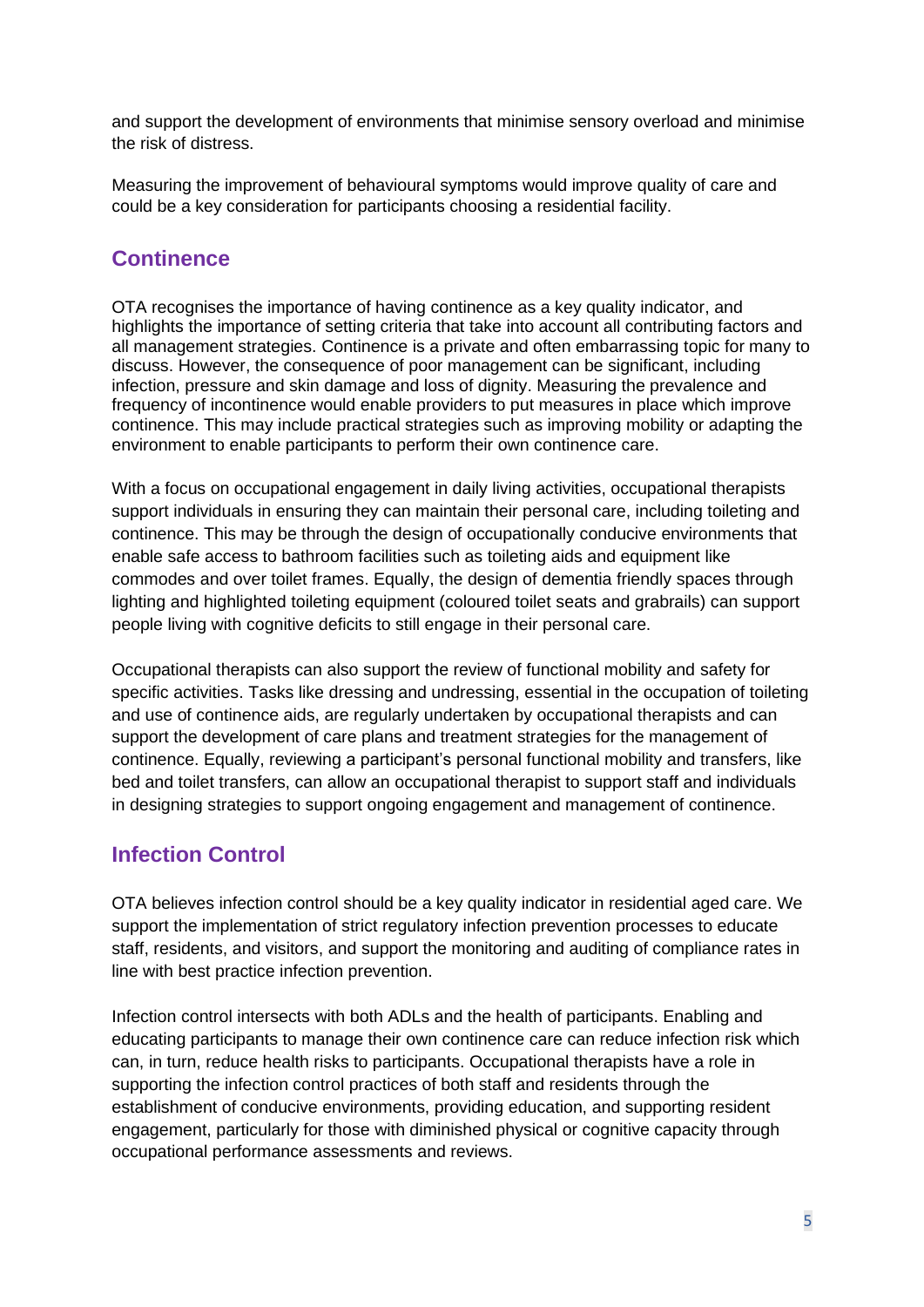and support the development of environments that minimise sensory overload and minimise the risk of distress.

Measuring the improvement of behavioural symptoms would improve quality of care and could be a key consideration for participants choosing a residential facility.

## Continence

OTA recognises the importance of having continence as a key quality indicator, and highlights the importance of setting criteria that take into account all contributing factors and all management strategies. Continence is a private and often embarrassing topic for many to discuss. However, the consequence of poor management can be significant, including infection, pressure and skin damage and loss of dignity. Measuring the prevalence and frequency of incontinence would enable providers to put measures in place which improve continence. This may include practical strategies such as improving mobility or adapting the environment to enable participants to perform their own continence care.

With a focus on occupational engagement in daily living activities, occupational therapists support individuals in ensuring they can maintain their personal care, including toileting and continence. This may be through the design of occupationally conducive environments that enable safe access to bathroom facilities such as toileting aids and equipment like commodes and over toilet frames. Equally, the design of dementia friendly spaces through lighting and highlighted toileting equipment (coloured toilet seats and grabrails) can support people living with cognitive deficits to still engage in their personal care.

Occupational therapists can also support the review of functional mobility and safety for specific activities. Tasks like dressing and undressing, essential in the occupation of toileting and use of continence aids, are regularly undertaken by occupational therapists and can support the development of care plans and treatment strategies for the management of continence. Equally, reviewing a participant's personal functional mobility and transfers, like bed and toilet transfers, can allow an occupational therapist to support staff and individuals in designing strategies to support ongoing engagement and management of continence.

## Infection Control

OTA believes infection control should be a key quality indicator in residential aged care. We support the implementation of strict regulatory infection prevention processes to educate staff, residents, and visitors, and support the monitoring and auditing of compliance rates in line with best practice infection prevention.

Infection control intersects with both ADLs and the health of participants. Enabling and educating participants to manage their own continence care can reduce infection risk which can, in turn, reduce health risks to participants. Occupational therapists have a role in supporting the infection control practices of both staff and residents through the establishment of conducive environments, providing education, and supporting resident engagement, particularly for those with diminished physical or cognitive capacity through occupational performance assessments and reviews.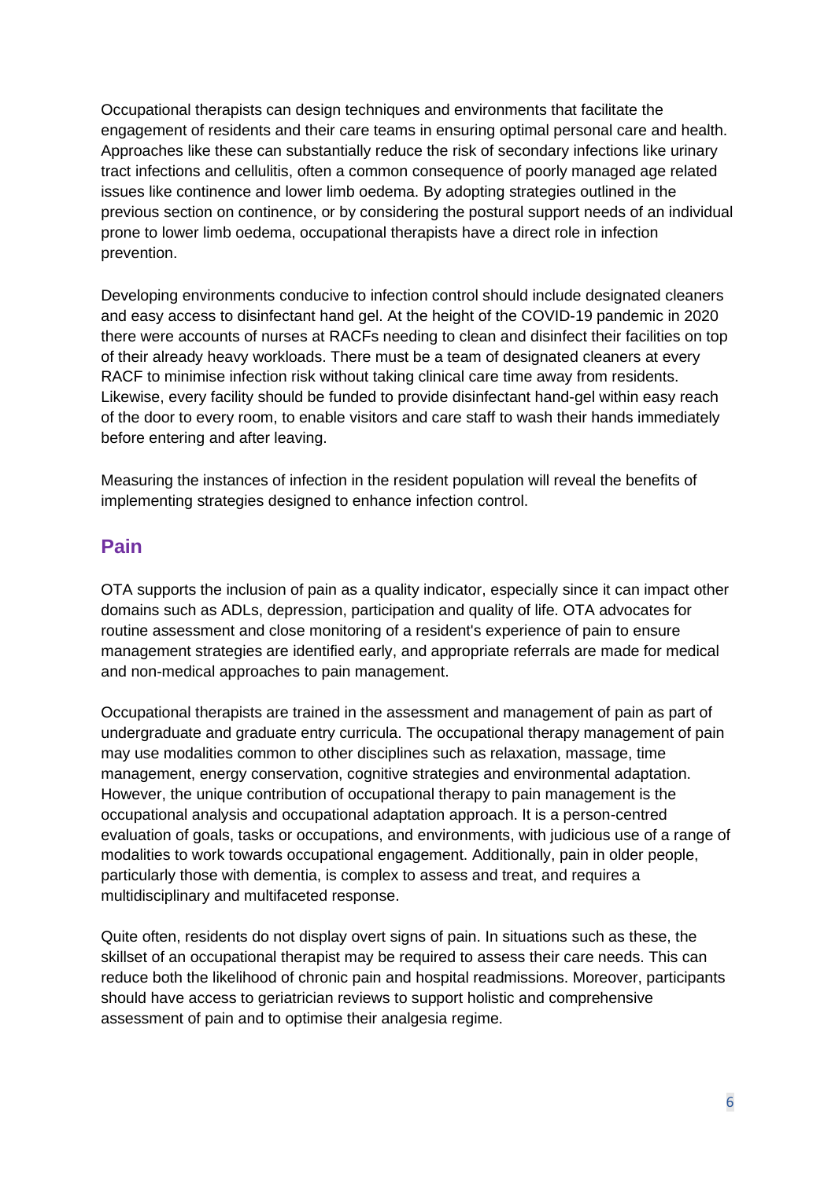Occupational therapists can design techniques and environments that facilitate the engagement of residents and their care teams in ensuring optimal personal care and health. Approaches like these can substantially reduce the risk of secondary infections like urinary tract infections and cellulitis, often a common consequence of poorly managed age related issues like continence and lower limb oedema. By adopting strategies outlined in the previous section on continence, or by considering the postural support needs of an individual prone to lower limb oedema, occupational therapists have a direct role in infection prevention.

Developing environments conducive to infection control should include designated cleaners and easy access to disinfectant hand gel. At the height of the COVID-19 pandemic in 2020 there were accounts of nurses at RACFs needing to clean and disinfect their facilities on top of their already heavy workloads. There must be a team of designated cleaners at every RACF to minimise infection risk without taking clinical care time away from residents. Likewise, every facility should be funded to provide disinfectant hand-gel within easy reach of the door to every room, to enable visitors and care staff to wash their hands immediately before entering and after leaving.

Measuring the instances of infection in the resident population will reveal the benefits of implementing strategies designed to enhance infection control.

## Pain

OTA supports the inclusion of pain as a quality indicator, especially since it can impact other domains such as ADLs, depression, participation and quality of life. OTA advocates for routine assessment and close monitoring of a resident's experience of pain to ensure management strategies are identified early, and appropriate referrals are made for medical and non-medical approaches to pain management.

Occupational therapists are trained in the assessment and management of pain as part of undergraduate and graduate entry curricula. The occupational therapy management of pain may use modalities common to other disciplines such as relaxation, massage, time management, energy conservation, cognitive strategies and environmental adaptation. However, the unique contribution of occupational therapy to pain management is the occupational analysis and occupational adaptation approach. It is a person-centred evaluation of goals, tasks or occupations, and environments, with judicious use of a range of modalities to work towards occupational engagement. Additionally, pain in older people, particularly those with dementia, is complex to assess and treat, and requires a multidisciplinary and multifaceted response.

Quite often, residents do not display overt signs of pain. In situations such as these, the skillset of an occupational therapist may be required to assess their care needs. This can reduce both the likelihood of chronic pain and hospital readmissions. Moreover, participants should have access to geriatrician reviews to support holistic and comprehensive assessment of pain and to optimise their analgesia regime.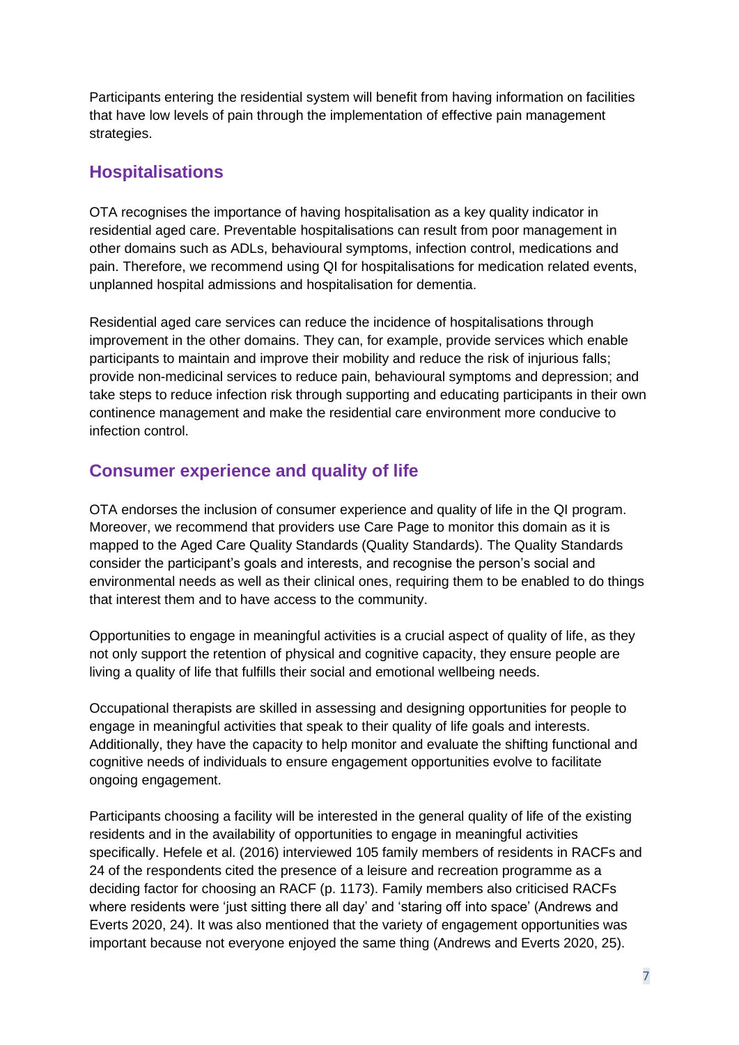Participants entering the residential system will benefit from having information on facilities that have low levels of pain through the implementation of effective pain management strategies.

## Hospitalisations

OTA recognises the importance of having hospitalisation as a key quality indicator in residential aged care. Preventable hospitalisations can result from poor management in other domains such as ADLs, behavioural symptoms, infection control, medications and pain. Therefore, we recommend using QI for hospitalisations for medication related events, unplanned hospital admissions and hospitalisation for dementia.

Residential aged care services can reduce the incidence of hospitalisations through improvement in the other domains. They can, for example, provide services which enable participants to maintain and improve their mobility and reduce the risk of injurious falls; provide non-medicinal services to reduce pain, behavioural symptoms and depression; and take steps to reduce infection risk through supporting and educating participants in their own continence management and make the residential care environment more conducive to infection control.

## Consumer experience and quality of life

OTA endorses the inclusion of consumer experience and quality of life in the QI program. Moreover, we recommend that providers use Care Page to monitor this domain as it is mapped to the Aged Care Quality Standards (Quality Standards). The Quality Standards consider the participant's goals and interests, and recognise the person's social and environmental needs as well as their clinical ones, requiring them to be enabled to do things that interest them and to have access to the community.

Opportunities to engage in meaningful activities is a crucial aspect of quality of life, as they not only support the retention of physical and cognitive capacity, they ensure people are living a quality of life that fulfills their social and emotional wellbeing needs.

Occupational therapists are skilled in assessing and designing opportunities for people to engage in meaningful activities that speak to their quality of life goals and interests. Additionally, they have the capacity to help monitor and evaluate the shifting functional and cognitive needs of individuals to ensure engagement opportunities evolve to facilitate ongoing engagement.

Participants choosing a facility will be interested in the general quality of life of the existing residents and in the availability of opportunities to engage in meaningful activities specifically. Hefele et al. (2016) interviewed 105 family members of residents in RACFs and 24 of the respondents cited the presence of a leisure and recreation programme as a deciding factor for choosing an RACF (p. 1173). Family members also criticised RACFs where residents were 'just sitting there all day' and 'staring off into space' (Andrews and Everts 2020, 24). It was also mentioned that the variety of engagement opportunities was important because not everyone enjoyed the same thing (Andrews and Everts 2020, 25).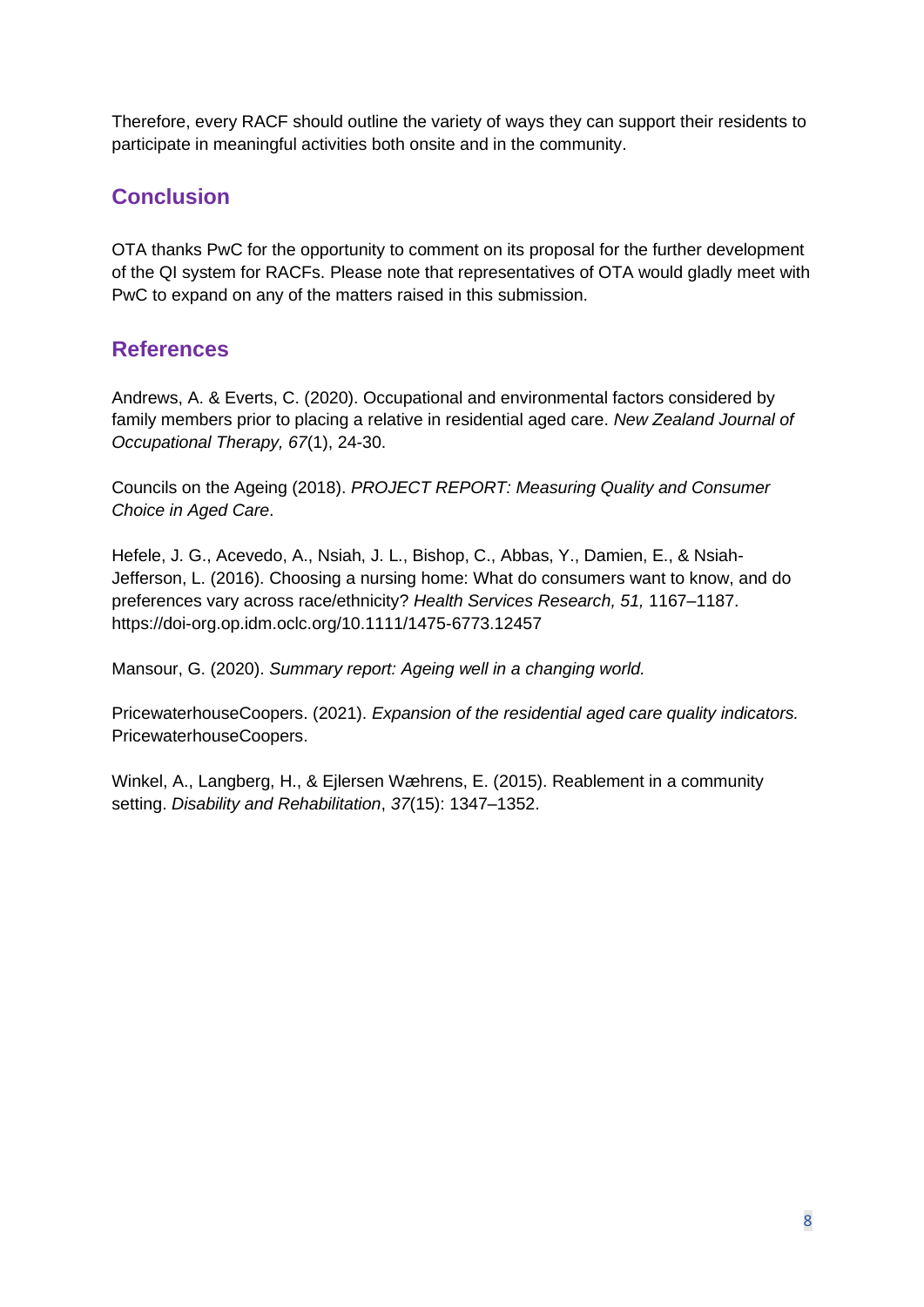Therefore, every RACF should outline the variety of ways they can support their residents to participate in meaningful activities both onsite and in the community.

## Conclusion

OTA thanks PwC for the opportunity to comment on its proposal for the further development of the QI system for RACFs. Please note that representatives of OTA would gladly meet with PwC to expand on any of the matters raised in this submission.

## References

Andrews, A. & Everts, C. (2020). Occupational and environmental factors considered by family members prior to placing a relative in residential aged care. *New Zealand Journal of Occupational Therapy, 67*(1), 24-30.

Councils on the Ageing (2018). *PROJECT REPORT: Measuring Quality and Consumer Choice in Aged Care*.

Hefele, J. G., Acevedo, A., Nsiah, J. L., Bishop, C., Abbas, Y., Damien, E., & Nsiah-Jefferson, L. (2016). Choosing a nursing home: What do consumers want to know, and do preferences vary across race/ethnicity? *Health Services Research, 51,* 1167–1187. https://doi-org.op.idm.oclc.org/10.1111/1475-6773.12457

Mansour, G. (2020). *Summary report: Ageing well in a changing world.*

PricewaterhouseCoopers. (2021). *Expansion of the residential aged care quality indicators.* PricewaterhouseCoopers.

Winkel, A., Langberg, H., & Ejlersen Wæhrens, E. (2015). Reablement in a community setting. *Disability and Rehabilitation*, *37*(15): 1347–1352.